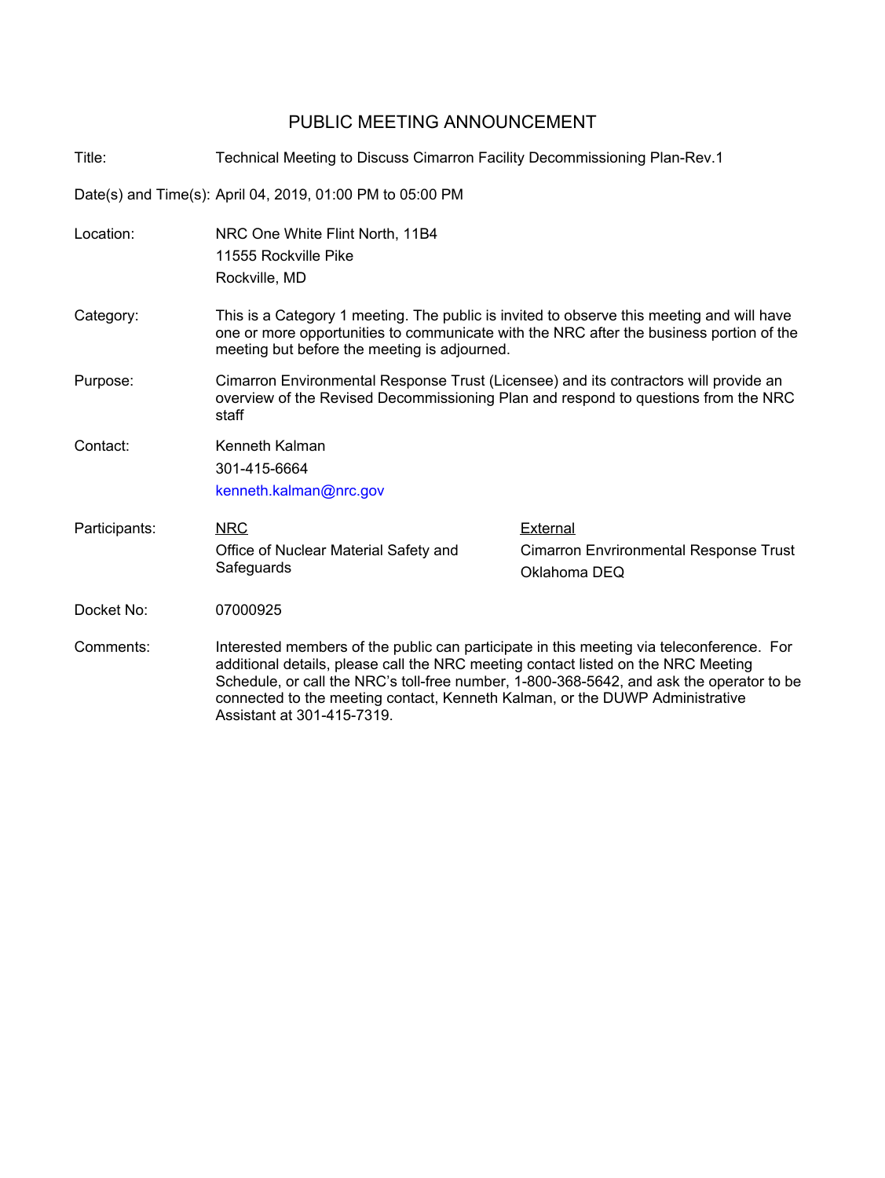# PUBLIC MEETING ANNOUNCEMENT

| | | |
|---|---|---|
| Title: | Technical Meeting to Discuss Cimarron Facility Decommissioning Plan-Rev.1 | |
| Date(s) and Time(s): | April 04, 2019, 01:00 PM to 05:00 PM | |
| Location: | NRC One White Flint North, 11B4<br>11555 Rockville Pike<br>Rockville, MD | |
| Category: | This is a Category 1 meeting. The public is invited to observe this meeting and will have one or more opportunities to communicate with the NRC after the business portion of the meeting but before the meeting is adjourned. | |
| Purpose: | Cimarron Environmental Response Trust (Licensee) and its contractors will provide an overview of the Revised Decommissioning Plan and respond to questions from the NRC staff | |
| Contact: | Kenneth Kalman<br>301-415-6664<br>kenneth.kalman@nrc.gov | |
| Participants: | <u>NRC</u><br>Office of Nuclear Material Safety and Safeguards | <u>External</u><br>Cimarron Envrironmental Response Trust<br>Oklahoma DEQ |
| Docket No: | 07000925 | |
| Comments: | Interested members of the public can participate in this meeting via teleconference. For additional details, please call the NRC meeting contact listed on the NRC Meeting Schedule, or call the NRC's toll-free number, 1-800-368-5642, and ask the operator to be connected to the meeting contact, Kenneth Kalman, or the DUWP Administrative Assistant at 301-415-7319. | |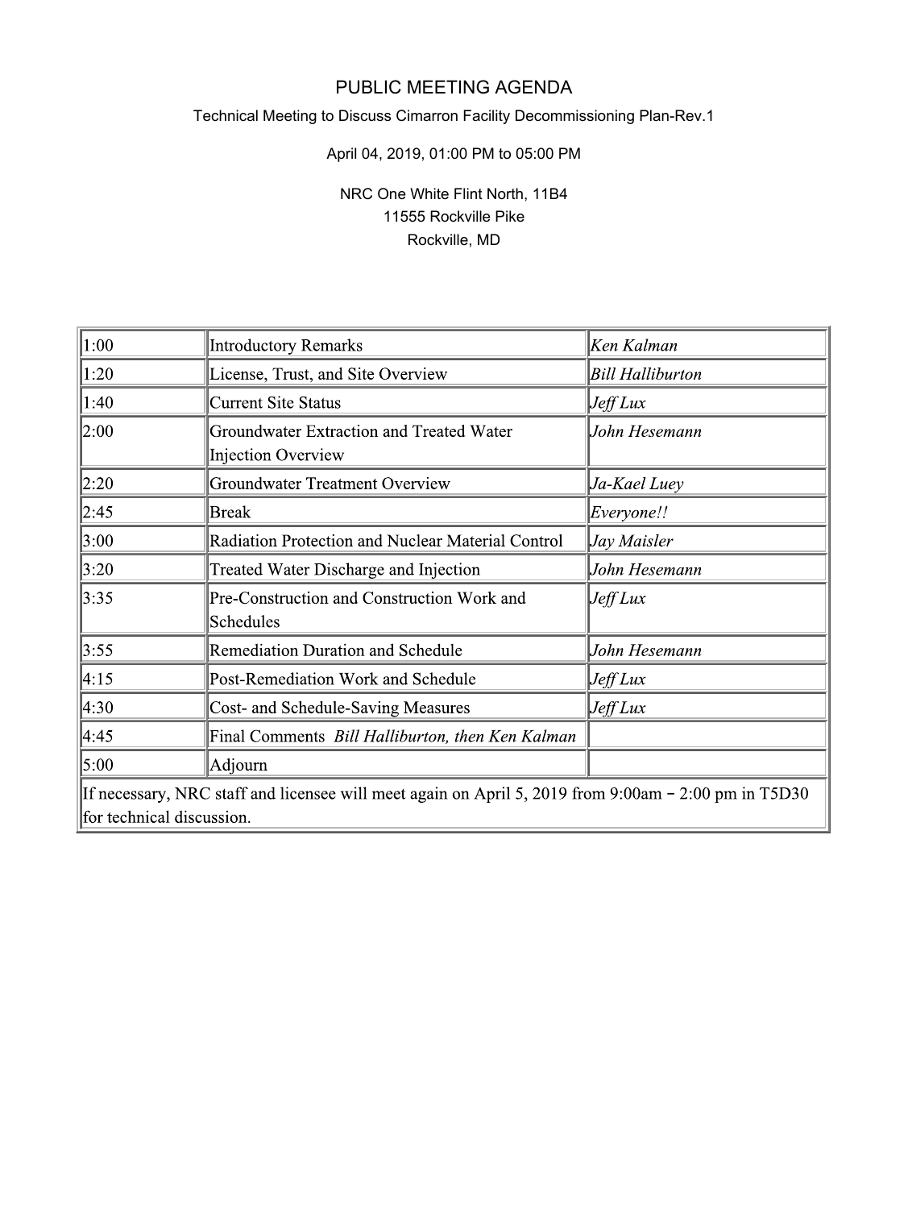# PUBLIC MEETING AGENDA

Technical Meeting to Discuss Cimarron Facility Decommissioning Plan-Rev.1

April 04, 2019, 01:00 PM to 05:00 PM

NRC One White Flint North, 11B4
11555 Rockville Pike
Rockville, MD

| | | |
|---|---|---|
| 1:00 | Introductory Remarks | *Ken Kalman* |
| 1:20 | License, Trust, and Site Overview | *Bill Halliburton* |
| 1:40 | Current Site Status | *Jeff Lux* |
| 2:00 | Groundwater Extraction and Treated Water Injection Overview | *John Hesemann* |
| 2:20 | Groundwater Treatment Overview | *Ja-Kael Luey* |
| 2:45 | Break | *Everyone!!* |
| 3:00 | Radiation Protection and Nuclear Material Control | *Jay Maisler* |
| 3:20 | Treated Water Discharge and Injection | *John Hesemann* |
| 3:35 | Pre-Construction and Construction Work and Schedules | *Jeff Lux* |
| 3:55 | Remediation Duration and Schedule | *John Hesemann* |
| 4:15 | Post-Remediation Work and Schedule | *Jeff Lux* |
| 4:30 | Cost- and Schedule-Saving Measures | *Jeff Lux* |
| 4:45 | Final Comments *Bill Halliburton, then Ken Kalman* | |
| 5:00 | Adjourn | |
| If necessary, NRC staff and licensee will meet again on April 5, 2019 from 9:00am - 2:00 pm in T5D30 for technical discussion. | | |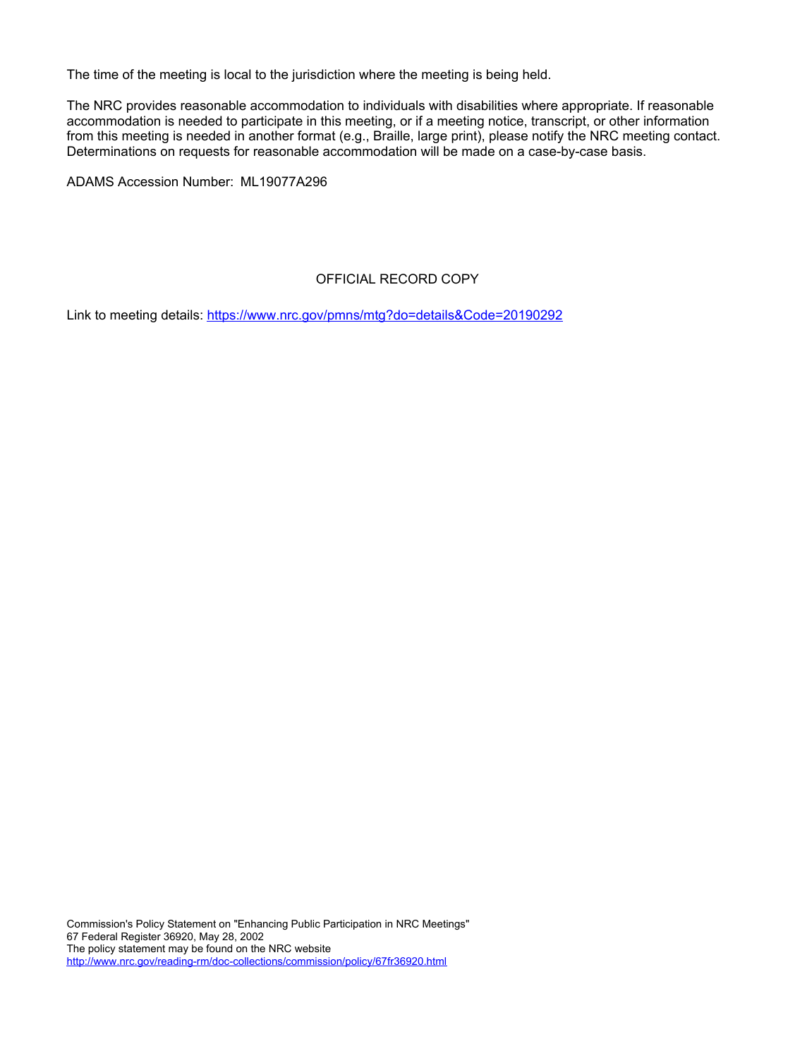The time of the meeting is local to the jurisdiction where the meeting is being held.

The NRC provides reasonable accommodation to individuals with disabilities where appropriate. If reasonable accommodation is needed to participate in this meeting, or if a meeting notice, transcript, or other information from this meeting is needed in another format (e.g., Braille, large print), please notify the NRC meeting contact. Determinations on requests for reasonable accommodation will be made on a case-by-case basis.

ADAMS Accession Number: ML19077A296

OFFICIAL RECORD COPY

Link to meeting details: [https://www.nrc.gov/pmns/mtg?do=details&Code=20190292](https://www.nrc.gov/pmns/mtg?do=details&Code=20190292)

Commission's Policy Statement on "Enhancing Public Participation in NRC Meetings"
67 Federal Register 36920, May 28, 2002
The policy statement may be found on the NRC website
[http://www.nrc.gov/reading-rm/doc-collections/commission/policy/67fr36920.html](http://www.nrc.gov/reading-rm/doc-collections/commission/policy/67fr36920.html)